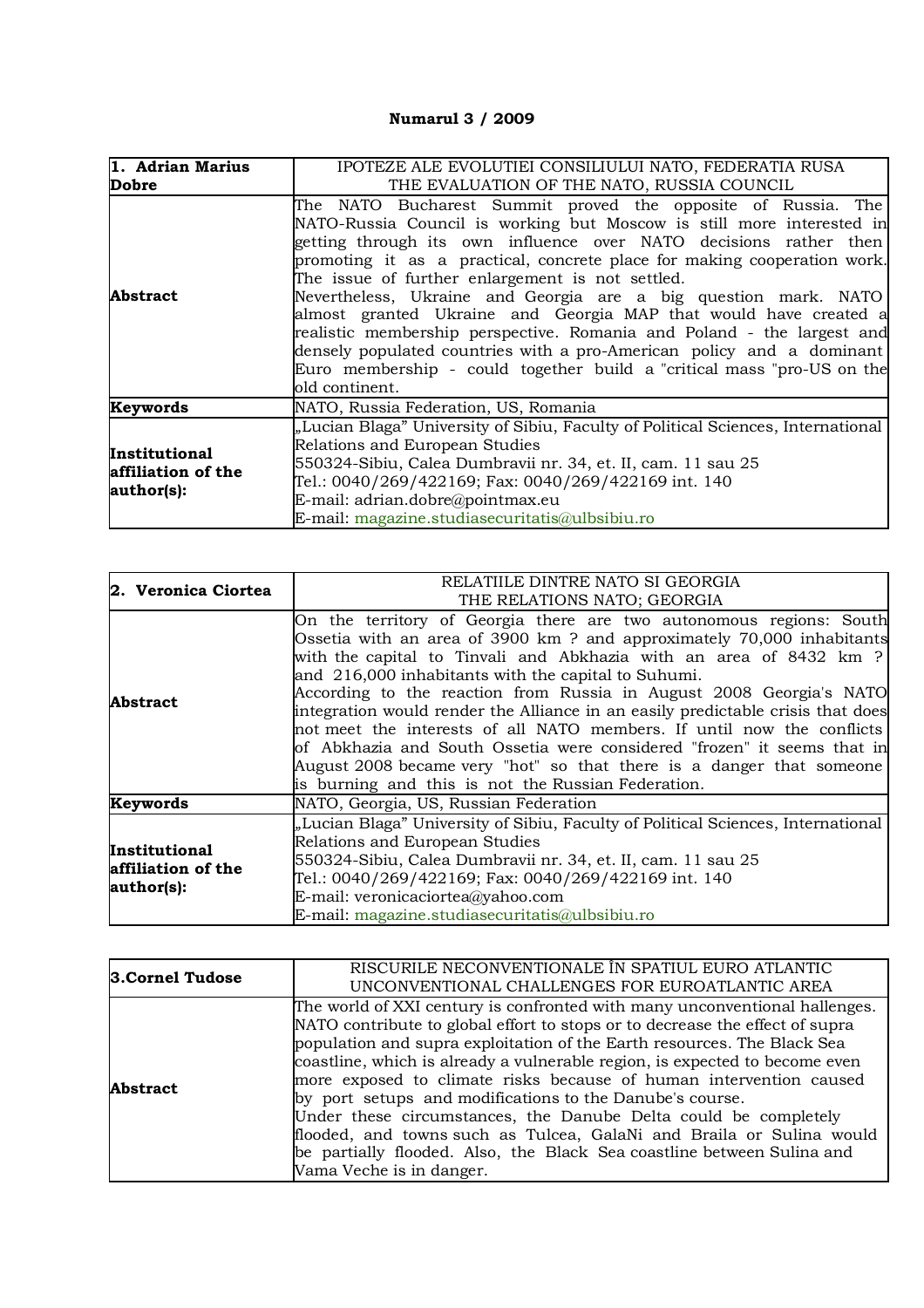**Numarul 3 / 2009**

| **1. Adrian Marius Dobre** | IPOTEZE ALE EVOLUTIEI CONSILIULUI NATO, FEDERATIA RUSA<br>THE EVALUATION OF THE NATO, RUSSIA COUNCIL |
|---|---|
| **Abstract** | The NATO Bucharest Summit proved the opposite of Russia. The NATO-Russia Council is working but Moscow is still more interested in getting through its own influence over NATO decisions rather then promoting it as a practical, concrete place for making cooperation work. The issue of further enlargement is not settled.<br>Nevertheless, Ukraine and Georgia are a big question mark. NATO almost granted Ukraine and Georgia MAP that would have created a realistic membership perspective. Romania and Poland - the largest and densely populated countries with a pro-American policy and a dominant Euro membership - could together build a "critical mass "pro-US on the old continent. |
| **Keywords** | NATO, Russia Federation, US, Romania |
| **Institutional affiliation of the author(s):** | „Lucian Blaga" University of Sibiu, Faculty of Political Sciences, International Relations and European Studies<br>550324-Sibiu, Calea Dumbravii nr. 34, et. II, cam. 11 sau 25<br>Tel.: 0040/269/422169; Fax: 0040/269/422169 int. 140<br>E-mail: adrian.dobre@pointmax.eu<br>E-mail: magazine.studiasecuritatis@ulbsibiu.ro |

| **2. Veronica Ciortea** | RELATIILE DINTRE NATO SI GEORGIA<br>THE RELATIONS NATO; GEORGIA |
|---|---|
| **Abstract** | On the territory of Georgia there are two autonomous regions: South Ossetia with an area of 3900 km ? and approximately 70,000 inhabitants with the capital to Tinvali and Abkhazia with an area of 8432 km ? and 216,000 inhabitants with the capital to Suhumi.<br>According to the reaction from Russia in August 2008 Georgia's NATO integration would render the Alliance in an easily predictable crisis that does not meet the interests of all NATO members. If until now the conflicts of Abkhazia and South Ossetia were considered "frozen" it seems that in August 2008 became very "hot" so that there is a danger that someone is burning and this is not the Russian Federation. |
| **Keywords** | NATO, Georgia, US, Russian Federation |
| **Institutional affiliation of the author(s):** | „Lucian Blaga" University of Sibiu, Faculty of Political Sciences, International Relations and European Studies<br>550324-Sibiu, Calea Dumbravii nr. 34, et. II, cam. 11 sau 25<br>Tel.: 0040/269/422169; Fax: 0040/269/422169 int. 140<br>E-mail: veronicaciortea@yahoo.com<br>E-mail: magazine.studiasecuritatis@ulbsibiu.ro |

| **3.Cornel Tudose** | RISCURILE NECONVENTIONALE ÎN SPATIUL EURO ATLANTIC<br>UNCONVENTIONAL CHALLENGES FOR EUROATLANTIC AREA |
|---|---|
| **Abstract** | The world of XXI century is confronted with many unconventional hallenges. NATO contribute to global effort to stops or to decrease the effect of supra population and supra exploitation of the Earth resources. The Black Sea coastline, which is already a vulnerable region, is expected to become even more exposed to climate risks because of human intervention caused by port setups and modifications to the Danube's course.<br>Under these circumstances, the Danube Delta could be completely flooded, and towns such as Tulcea, GalaNi and Braila or Sulina would be partially flooded. Also, the Black Sea coastline between Sulina and Vama Veche is in danger. |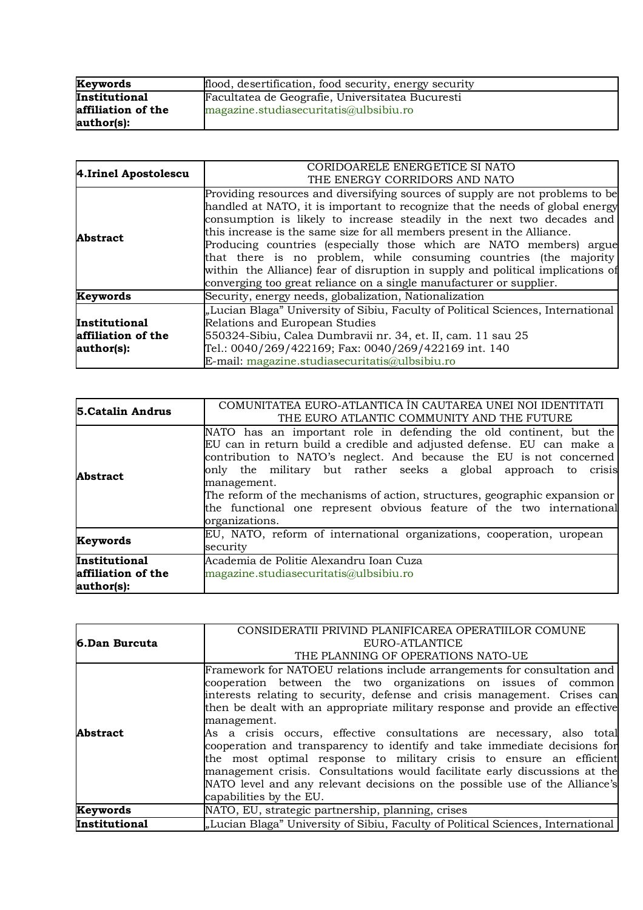| Keywords | flood, desertification, food security, energy security |
|---|---|
| Institutional affiliation of the author(s): | Facultatea de Geografie, Universitatea Bucuresti<br>magazine.studiasecuritatis@ulbsibiu.ro |

| 4.Irinel Apostolescu | CORIDOARELE ENERGETICE SI NATO<br>THE ENERGY CORRIDORS AND NATO |
|---|---|
| Abstract | Providing resources and diversifying sources of supply are not problems to be handled at NATO, it is important to recognize that the needs of global energy consumption is likely to increase steadily in the next two decades and this increase is the same size for all members present in the Alliance.<br>Producing countries (especially those which are NATO members) argue that there is no problem, while consuming countries (the majority within the Alliance) fear of disruption in supply and political implications of converging too great reliance on a single manufacturer or supplier. |
| Keywords | Security, energy needs, globalization, Nationalization |
| Institutional affiliation of the author(s): | „Lucian Blaga" University of Sibiu, Faculty of Political Sciences, International Relations and European Studies<br>550324-Sibiu, Calea Dumbravii nr. 34, et. II, cam. 11 sau 25<br>Tel.: 0040/269/422169; Fax: 0040/269/422169 int. 140<br>E-mail: magazine.studiasecuritatis@ulbsibiu.ro |

| 5.Catalin Andrus | COMUNITATEA EURO-ATLANTICA ÎN CAUTAREA UNEI NOI IDENTITATI<br>THE EURO ATLANTIC COMMUNITY AND THE FUTURE |
|---|---|
| Abstract | NATO has an important role in defending the old continent, but the EU can in return build a credible and adjusted defense. EU can make a contribution to NATO's neglect. And because the EU is not concerned only the military but rather seeks a global approach to crisis management.<br>The reform of the mechanisms of action, structures, geographic expansion or the functional one represent obvious feature of the two international organizations. |
| Keywords | EU, NATO, reform of international organizations, cooperation, uropean security |
| Institutional affiliation of the author(s): | Academia de Politie Alexandru Ioan Cuza<br>magazine.studiasecuritatis@ulbsibiu.ro |

| 6.Dan Burcuta | CONSIDERATII PRIVIND PLANIFICAREA OPERATIILOR COMUNE EURO-ATLANTICE<br>THE PLANNING OF OPERATIONS NATO-UE |
|---|---|
| Abstract | Framework for NATOEU relations include arrangements for consultation and cooperation between the two organizations on issues of common interests relating to security, defense and crisis management. Crises can then be dealt with an appropriate military response and provide an effective management.<br>As a crisis occurs, effective consultations are necessary, also total cooperation and transparency to identify and take immediate decisions for the most optimal response to military crisis to ensure an efficient management crisis. Consultations would facilitate early discussions at the NATO level and any relevant decisions on the possible use of the Alliance's capabilities by the EU. |
| Keywords | NATO, EU, strategic partnership, planning, crises |
| Institutional | „Lucian Blaga" University of Sibiu, Faculty of Political Sciences, International |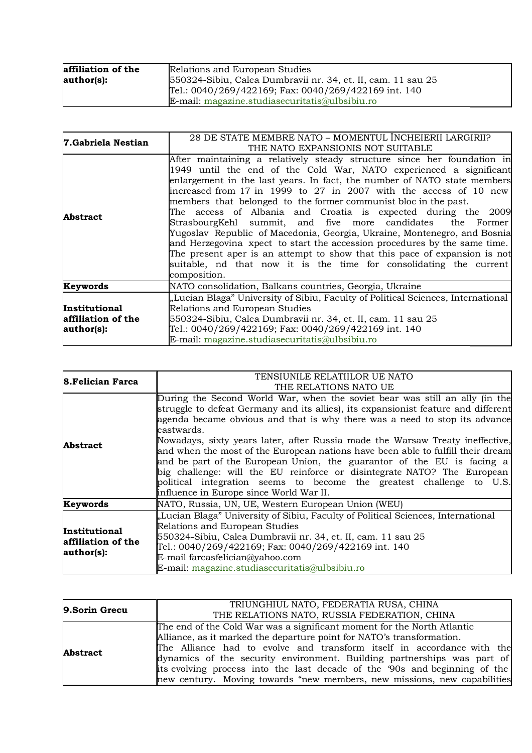| affiliation of the author(s): | Relations and European Studies<br>550324-Sibiu, Calea Dumbravii nr. 34, et. II, cam. 11 sau 25<br>Tel.: 0040/269/422169; Fax: 0040/269/422169 int. 140<br>E-mail: magazine.studiasecuritatis@ulbsibiu.ro |
|---|---|

| 7.Gabriela Nestian | 28 DE STATE MEMBRE NATO – MOMENTUL ÎNCHEIERII LARGIRII?<br>THE NATO EXPANSIONIS NOT SUITABLE |
|---|---|
| Abstract | After maintaining a relatively steady structure since her foundation in 1949 until the end of the Cold War, NATO experienced a significant enlargement in the last years. In fact, the number of NATO state members increased from 17 in 1999 to 27 in 2007 with the access of 10 new members that belonged to the former communist bloc in the past.<br>The access of Albania and Croatia is expected during the 2009 StrasbourgKehl summit, and five more candidates the Former Yugoslav Republic of Macedonia, Georgia, Ukraine, Montenegro, and Bosnia and Herzegovina xpect to start the accession procedures by the same time. The present aper is an attempt to show that this pace of expansion is not suitable, nd that now it is the time for consolidating the current composition. |
| Keywords | NATO consolidation, Balkans countries, Georgia, Ukraine |
| Institutional affiliation of the author(s): | „Lucian Blaga" University of Sibiu, Faculty of Political Sciences, International Relations and European Studies<br>550324-Sibiu, Calea Dumbravii nr. 34, et. II, cam. 11 sau 25<br>Tel.: 0040/269/422169; Fax: 0040/269/422169 int. 140<br>E-mail: magazine.studiasecuritatis@ulbsibiu.ro |

| 8.Felician Farca | TENSIUNILE RELATIILOR UE NATO<br>THE RELATIONS NATO UE |
|---|---|
| Abstract | During the Second World War, when the soviet bear was still an ally (in the struggle to defeat Germany and its allies), its expansionist feature and different agenda became obvious and that is why there was a need to stop its advance eastwards.<br>Nowadays, sixty years later, after Russia made the Warsaw Treaty ineffective, and when the most of the European nations have been able to fulfill their dream and be part of the European Union, the guarantor of the EU is facing a big challenge: will the EU reinforce or disintegrate NATO? The European political integration seems to become the greatest challenge to U.S. influence in Europe since World War II. |
| Keywords | NATO, Russia, UN, UE, Western European Union (WEU) |
| Institutional affiliation of the author(s): | „Lucian Blaga" University of Sibiu, Faculty of Political Sciences, International Relations and European Studies<br>550324-Sibiu, Calea Dumbravii nr. 34, et. II, cam. 11 sau 25<br>Tel.: 0040/269/422169; Fax: 0040/269/422169 int. 140<br>E-mail farcasfelician@yahoo.com<br>E-mail: magazine.studiasecuritatis@ulbsibiu.ro |

| 9.Sorin Grecu | TRIUNGHIUL NATO, FEDERATIA RUSA, CHINA<br>THE RELATIONS NATO, RUSSIA FEDERATION, CHINA |
|---|---|
| Abstract | The end of the Cold War was a significant moment for the North Atlantic Alliance, as it marked the departure point for NATO's transformation.<br>The Alliance had to evolve and transform itself in accordance with the dynamics of the security environment. Building partnerships was part of its evolving process into the last decade of the '90s and beginning of the new century. Moving towards "new members, new missions, new capabilities |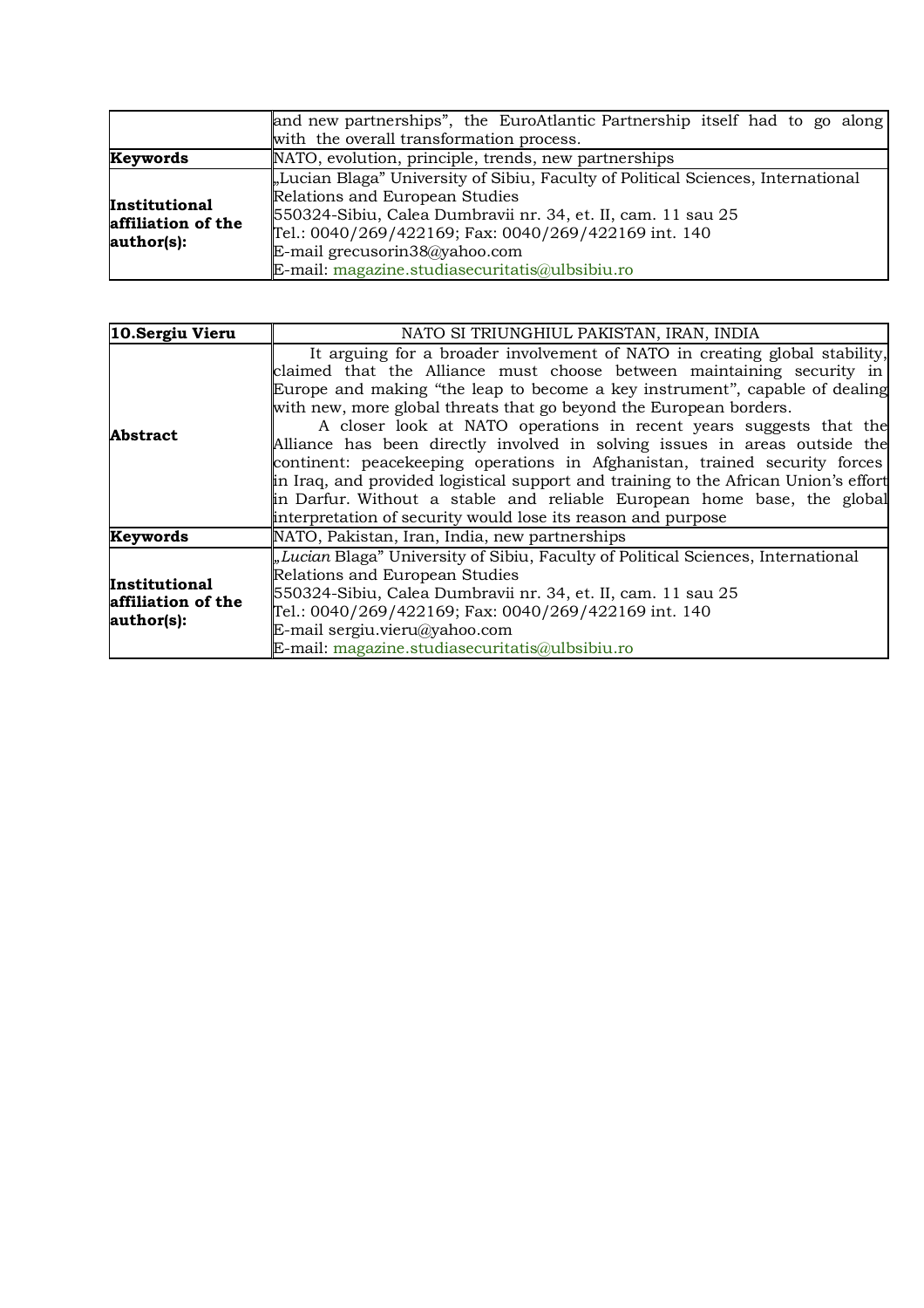| | |
|---|---|
| | and new partnerships", the EuroAtlantic Partnership itself had to go along with the overall transformation process. |
| **Keywords** | NATO, evolution, principle, trends, new partnerships |
| **Institutional affiliation of the author(s):** | „Lucian Blaga" University of Sibiu, Faculty of Political Sciences, International Relations and European Studies<br>550324-Sibiu, Calea Dumbravii nr. 34, et. II, cam. 11 sau 25<br>Tel.: 0040/269/422169; Fax: 0040/269/422169 int. 140<br>E-mail grecusorin38@yahoo.com<br>E-mail: magazine.studiasecuritatis@ulbsibiu.ro |

| **10.Sergiu Vieru** | NATO SI TRIUNGHIUL PAKISTAN, IRAN, INDIA |
|---|---|
| **Abstract** | It arguing for a broader involvement of NATO in creating global stability, claimed that the Alliance must choose between maintaining security in Europe and making "the leap to become a key instrument", capable of dealing with new, more global threats that go beyond the European borders.<br>A closer look at NATO operations in recent years suggests that the Alliance has been directly involved in solving issues in areas outside the continent: peacekeeping operations in Afghanistan, trained security forces in Iraq, and provided logistical support and training to the African Union's effort in Darfur. Without a stable and reliable European home base, the global interpretation of security would lose its reason and purpose |
| **Keywords** | NATO, Pakistan, Iran, India, new partnerships |
| **Institutional affiliation of the author(s):** | „*Lucian* Blaga" University of Sibiu, Faculty of Political Sciences, International Relations and European Studies<br>550324-Sibiu, Calea Dumbravii nr. 34, et. II, cam. 11 sau 25<br>Tel.: 0040/269/422169; Fax: 0040/269/422169 int. 140<br>E-mail sergiu.vieru@yahoo.com<br>E-mail: magazine.studiasecuritatis@ulbsibiu.ro |